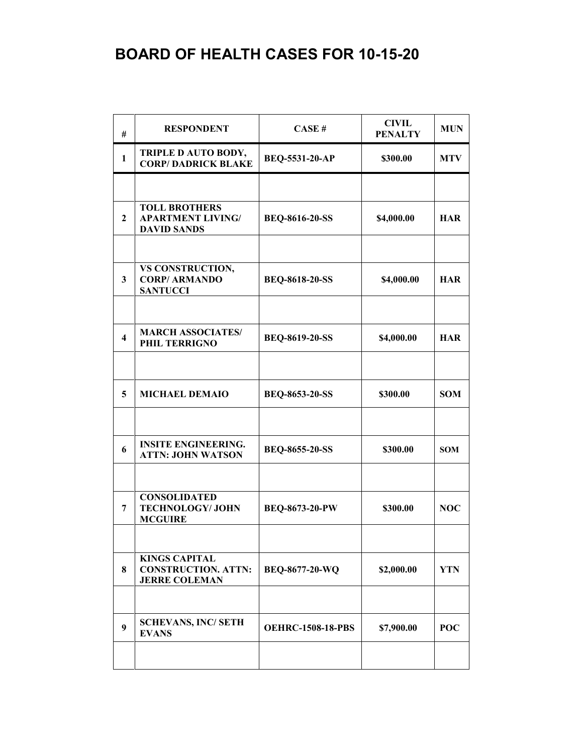# BOARD OF HEALTH CASES FOR 10-15-20

| # | RESPONDENT | CASE # | CIVIL PENALTY | MUN |
|---|---|---|---|---|
| 1 | TRIPLE D AUTO BODY, CORP/ DADRICK BLAKE | BEQ-5531-20-AP | $300.00 | MTV |
| | | | | |
| 2 | TOLL BROTHERS APARTMENT LIVING/ DAVID SANDS | BEQ-8616-20-SS | $4,000.00 | HAR |
| | | | | |
| 3 | VS CONSTRUCTION, CORP/ ARMANDO SANTUCCI | BEQ-8618-20-SS | $4,000.00 | HAR |
| | | | | |
| 4 | MARCH ASSOCIATES/ PHIL TERRIGNO | BEQ-8619-20-SS | $4,000.00 | HAR |
| | | | | |
| 5 | MICHAEL DEMAIO | BEQ-8653-20-SS | $300.00 | SOM |
| | | | | |
| 6 | INSITE ENGINEERING. ATTN: JOHN WATSON | BEQ-8655-20-SS | $300.00 | SOM |
| | | | | |
| 7 | CONSOLIDATED TECHNOLOGY/ JOHN MCGUIRE | BEQ-8673-20-PW | $300.00 | NOC |
| | | | | |
| 8 | KINGS CAPITAL CONSTRUCTION. ATTN: JERRE COLEMAN | BEQ-8677-20-WQ | $2,000.00 | YTN |
| | | | | |
| 9 | SCHEVANS, INC/ SETH EVANS | OEHRC-1508-18-PBS | $7,900.00 | POC |
| | | | | |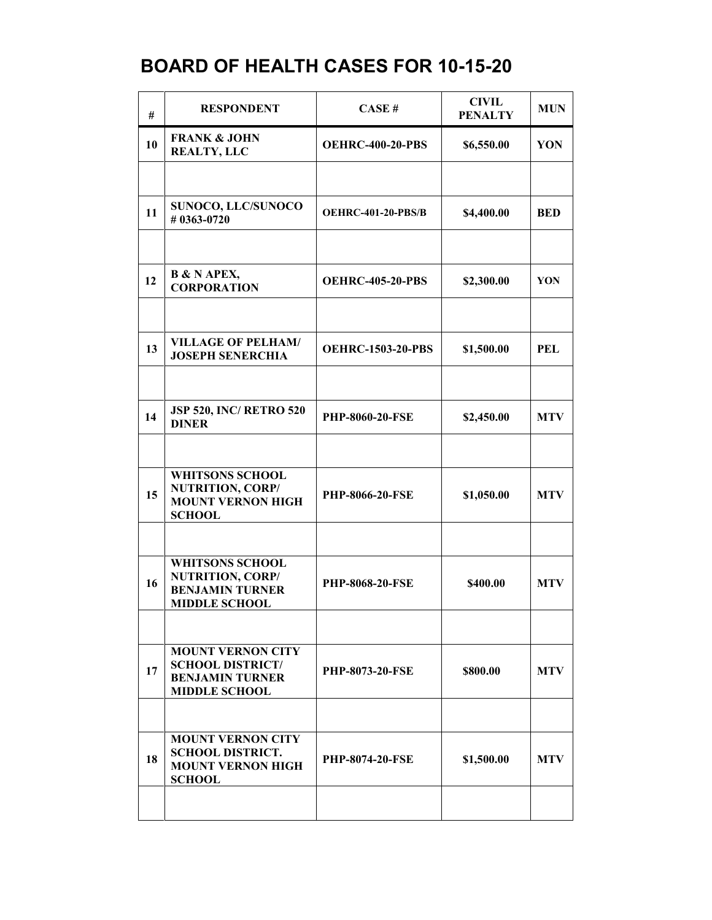# BOARD OF HEALTH CASES FOR 10-15-20

| # | RESPONDENT | CASE # | CIVIL PENALTY | MUN |
|---|---|---|---|---|
| 10 | FRANK & JOHN REALTY, LLC | OEHRC-400-20-PBS | $6,550.00 | YON |
| | | | | |
| 11 | SUNOCO, LLC/SUNOCO # 0363-0720 | OEHRC-401-20-PBS/B | $4,400.00 | BED |
| | | | | |
| 12 | B & N APEX, CORPORATION | OEHRC-405-20-PBS | $2,300.00 | YON |
| | | | | |
| 13 | VILLAGE OF PELHAM/ JOSEPH SENERCHIA | OEHRC-1503-20-PBS | $1,500.00 | PEL |
| | | | | |
| 14 | JSP 520, INC/ RETRO 520 DINER | PHP-8060-20-FSE | $2,450.00 | MTV |
| | | | | |
| 15 | WHITSONS SCHOOL NUTRITION, CORP/ MOUNT VERNON HIGH SCHOOL | PHP-8066-20-FSE | $1,050.00 | MTV |
| | | | | |
| 16 | WHITSONS SCHOOL NUTRITION, CORP/ BENJAMIN TURNER MIDDLE SCHOOL | PHP-8068-20-FSE | $400.00 | MTV |
| | | | | |
| 17 | MOUNT VERNON CITY SCHOOL DISTRICT/ BENJAMIN TURNER MIDDLE SCHOOL | PHP-8073-20-FSE | $800.00 | MTV |
| | | | | |
| 18 | MOUNT VERNON CITY SCHOOL DISTRICT. MOUNT VERNON HIGH SCHOOL | PHP-8074-20-FSE | $1,500.00 | MTV |
| | | | | |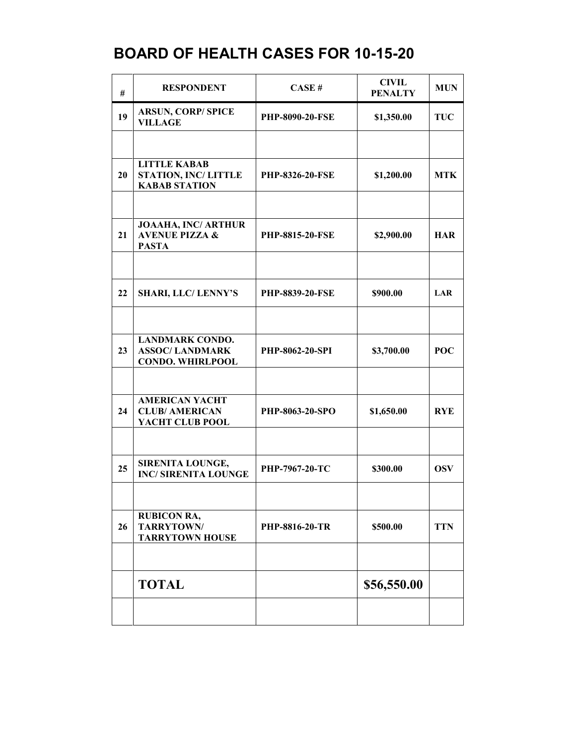# BOARD OF HEALTH CASES FOR 10-15-20

| # | RESPONDENT | CASE # | CIVIL PENALTY | MUN |
|---|---|---|---|---|
| 19 | **ARSUN, CORP/ SPICE VILLAGE** | **PHP-8090-20-FSE** | **$1,350.00** | **TUC** |
| | | | | |
| 20 | **LITTLE KABAB STATION, INC/ LITTLE KABAB STATION** | **PHP-8326-20-FSE** | **$1,200.00** | **MTK** |
| | | | | |
| 21 | **JOAAHA, INC/ ARTHUR AVENUE PIZZA & PASTA** | **PHP-8815-20-FSE** | **$2,900.00** | **HAR** |
| | | | | |
| 22 | **SHARI, LLC/ LENNY'S** | **PHP-8839-20-FSE** | **$900.00** | **LAR** |
| | | | | |
| 23 | **LANDMARK CONDO. ASSOC/ LANDMARK CONDO. WHIRLPOOL** | **PHP-8062-20-SPI** | **$3,700.00** | **POC** |
| | | | | |
| 24 | **AMERICAN YACHT CLUB/ AMERICAN YACHT CLUB POOL** | **PHP-8063-20-SPO** | **$1,650.00** | **RYE** |
| | | | | |
| 25 | **SIRENITA LOUNGE, INC/ SIRENITA LOUNGE** | **PHP-7967-20-TC** | **$300.00** | **OSV** |
| | | | | |
| 26 | **RUBICON RA, TARRYTOWN/ TARRYTOWN HOUSE** | **PHP-8816-20-TR** | **$500.00** | **TTN** |
| | | | | |
| | **TOTAL** | | **$56,550.00** | |
| | | | | |